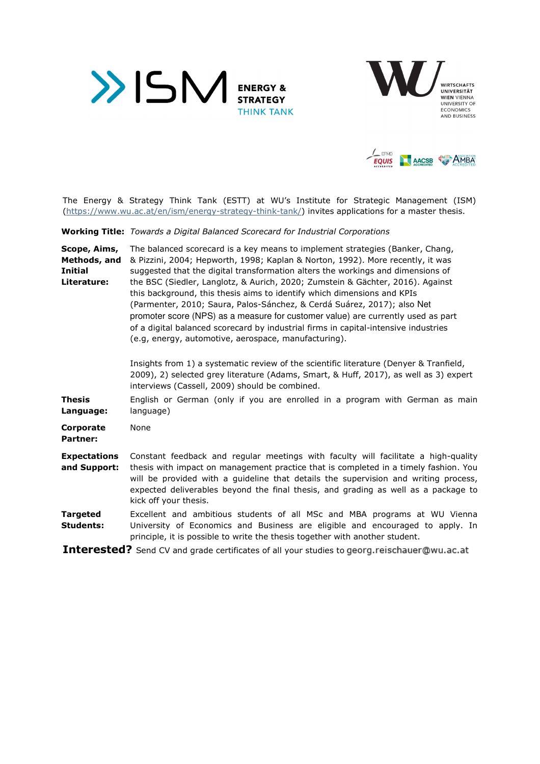The Energy & Strategy Think Tank (ESTT) at WU's Institute for Strategic Management (ISM) (https://www.wu.ac.at/en/ism/energy-strategy-think-tank/) invites applications for a master thesis.

**Working Title:** *Towards a Digital Balanced Scorecard for Industrial Corporations*

**Scope, Aims, Methods, and Initial Literature:** The balanced scorecard is a key means to implement strategies (Banker, Chang, & Pizzini, 2004; Hepworth, 1998; Kaplan & Norton, 1992). More recently, it was suggested that the digital transformation alters the workings and dimensions of the BSC (Siedler, Langlotz, & Aurich, 2020; Zumstein & Gächter, 2016). Against this background, this thesis aims to identify which dimensions and KPIs (Parmenter, 2010; Saura, Palos-Sánchez, & Cerdá Suárez, 2017); also Net promoter score (NPS) as a measure for customer value) are currently used as part of a digital balanced scorecard by industrial firms in capital-intensive industries (e.g, energy, automotive, aerospace, manufacturing).

Insights from 1) a systematic review of the scientific literature (Denyer & Tranfield, 2009), 2) selected grey literature (Adams, Smart, & Huff, 2017), as well as 3) expert interviews (Cassell, 2009) should be combined.

**Thesis Language:** English or German (only if you are enrolled in a program with German as main language)

**Corporate Partner:** None

**Expectations and Support:** Constant feedback and regular meetings with faculty will facilitate a high-quality thesis with impact on management practice that is completed in a timely fashion. You will be provided with a guideline that details the supervision and writing process, expected deliverables beyond the final thesis, and grading as well as a package to kick off your thesis.

**Targeted Students:** Excellent and ambitious students of all MSc and MBA programs at WU Vienna University of Economics and Business are eligible and encouraged to apply. In principle, it is possible to write the thesis together with another student.

**Interested?** Send CV and grade certificates of all your studies to georg.reischauer@wu.ac.at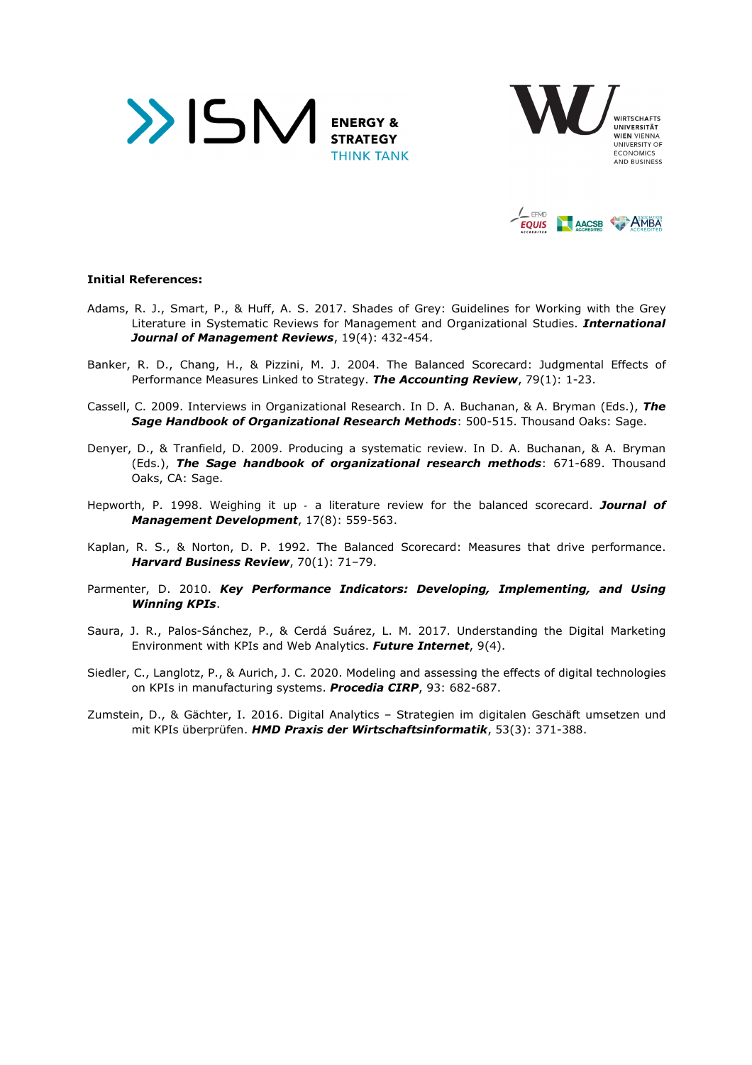**Initial References:**

Adams, R. J., Smart, P., & Huff, A. S. 2017. Shades of Grey: Guidelines for Working with the Grey Literature in Systematic Reviews for Management and Organizational Studies. ***International Journal of Management Reviews***, 19(4): 432-454.

Banker, R. D., Chang, H., & Pizzini, M. J. 2004. The Balanced Scorecard: Judgmental Effects of Performance Measures Linked to Strategy. ***The Accounting Review***, 79(1): 1-23.

Cassell, C. 2009. Interviews in Organizational Research. In D. A. Buchanan, & A. Bryman (Eds.), ***The Sage Handbook of Organizational Research Methods***: 500-515. Thousand Oaks: Sage.

Denyer, D., & Tranfield, D. 2009. Producing a systematic review. In D. A. Buchanan, & A. Bryman (Eds.), ***The Sage handbook of organizational research methods***: 671-689. Thousand Oaks, CA: Sage.

Hepworth, P. 1998. Weighing it up - a literature review for the balanced scorecard. ***Journal of Management Development***, 17(8): 559-563.

Kaplan, R. S., & Norton, D. P. 1992. The Balanced Scorecard: Measures that drive performance. ***Harvard Business Review***, 70(1): 71–79.

Parmenter, D. 2010. ***Key Performance Indicators: Developing, Implementing, and Using Winning KPIs***.

Saura, J. R., Palos-Sánchez, P., & Cerdá Suárez, L. M. 2017. Understanding the Digital Marketing Environment with KPIs and Web Analytics. ***Future Internet***, 9(4).

Siedler, C., Langlotz, P., & Aurich, J. C. 2020. Modeling and assessing the effects of digital technologies on KPIs in manufacturing systems. ***Procedia CIRP***, 93: 682-687.

Zumstein, D., & Gächter, I. 2016. Digital Analytics – Strategien im digitalen Geschäft umsetzen und mit KPIs überprüfen. ***HMD Praxis der Wirtschaftsinformatik***, 53(3): 371-388.